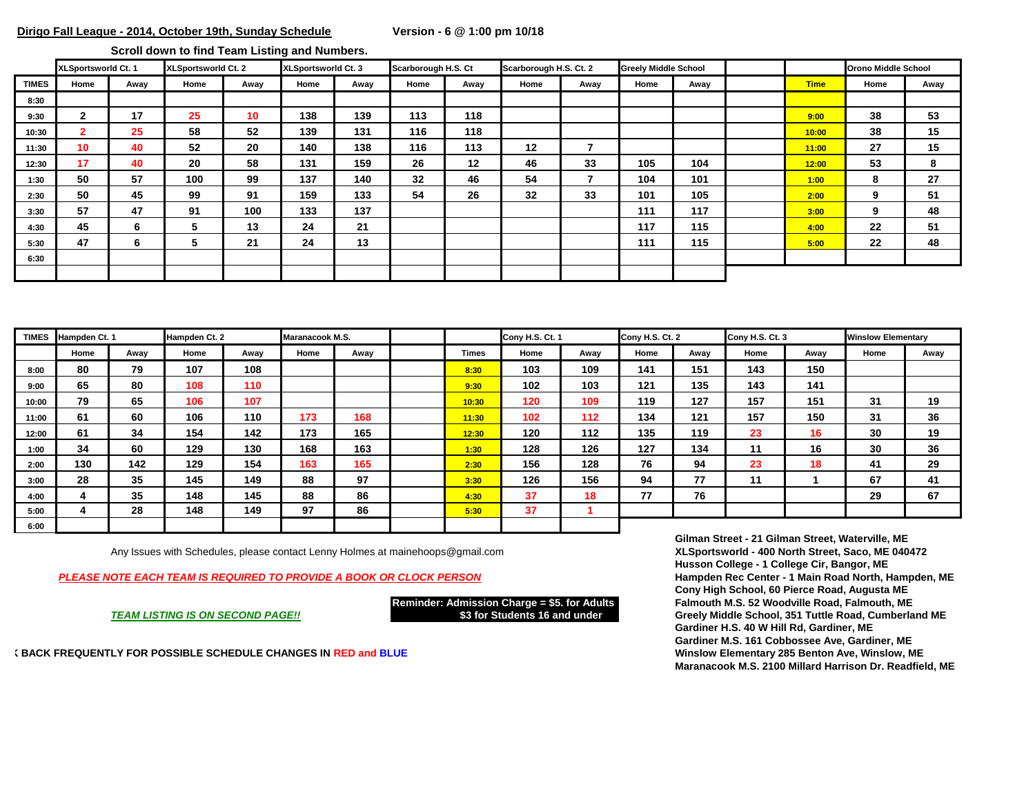**Dirigo Fall League - 2014, October 19th, Sunday Schedule** **Version - 6 @ 1:00 pm 10/18**

**Scroll down to find Team Listing and Numbers.**

| | XLSportsworld Ct. 1 | | XLSportsworld Ct. 2 | | XLSportsworld Ct. 3 | | Scarborough H.S. Ct | | Scarborough H.S. Ct. 2 | | Greely Middle School | | | | Orono Middle School | |
|---|---|---|---|---|---|---|---|---|---|---|---|---|---|---|---|---|
| TIMES | Home | Away | Home | Away | Home | Away | Home | Away | Home | Away | Home | Away | | Time | Home | Away |
| 8:30 | | | | | | | | | | | | | | | | |
| 9:30 | 2 | 17 | 25 | 10 | 138 | 139 | 113 | 118 | | | | | | 9:00 | 38 | 53 |
| 10:30 | 2 | 25 | 58 | 52 | 139 | 131 | 116 | 118 | | | | | | 10:00 | 38 | 15 |
| 11:30 | 10 | 40 | 52 | 20 | 140 | 138 | 116 | 113 | 12 | 7 | | | | 11:00 | 27 | 15 |
| 12:30 | 17 | 40 | 20 | 58 | 131 | 159 | 26 | 12 | 46 | 33 | 105 | 104 | | 12:00 | 53 | 8 |
| 1:30 | 50 | 57 | 100 | 99 | 137 | 140 | 32 | 46 | 54 | 7 | 104 | 101 | | 1:00 | 8 | 27 |
| 2:30 | 50 | 45 | 99 | 91 | 159 | 133 | 54 | 26 | 32 | 33 | 101 | 105 | | 2:00 | 9 | 51 |
| 3:30 | 57 | 47 | 91 | 100 | 133 | 137 | | | | | 111 | 117 | | 3:00 | 9 | 48 |
| 4:30 | 45 | 6 | 5 | 13 | 24 | 21 | | | | | 117 | 115 | | 4:00 | 22 | 51 |
| 5:30 | 47 | 6 | 5 | 21 | 24 | 13 | | | | | 111 | 115 | | 5:00 | 22 | 48 |
| 6:30 | | | | | | | | | | | | | | | | |

| TIMES | Hampden Ct. 1 | | Hampden Ct. 2 | | Maranacook M.S. | | | | Cony H.S. Ct. 1 | | Cony H.S. Ct. 2 | | Cony H.S. Ct. 3 | | Winslow Elementary | |
|---|---|---|---|---|---|---|---|---|---|---|---|---|---|---|---|---|
| | Home | Away | Home | Away | Home | Away | | Times | Home | Away | Home | Away | Home | Away | Home | Away |
| 8:00 | 80 | 79 | 107 | 108 | | | | 8:30 | 103 | 109 | 141 | 151 | 143 | 150 | | |
| 9:00 | 65 | 80 | 108 | 110 | | | | 9:30 | 102 | 103 | 121 | 135 | 143 | 141 | | |
| 10:00 | 79 | 65 | 106 | 107 | | | | 10:30 | 120 | 109 | 119 | 127 | 157 | 151 | 31 | 19 |
| 11:00 | 61 | 60 | 106 | 110 | 173 | 168 | | 11:30 | 102 | 112 | 134 | 121 | 157 | 150 | 31 | 36 |
| 12:00 | 61 | 34 | 154 | 142 | 173 | 165 | | 12:30 | 120 | 112 | 135 | 119 | 23 | 16 | 30 | 19 |
| 1:00 | 34 | 60 | 129 | 130 | 168 | 163 | | 1:30 | 128 | 126 | 127 | 134 | 11 | 16 | 30 | 36 |
| 2:00 | 130 | 142 | 129 | 154 | 163 | 165 | | 2:30 | 156 | 128 | 76 | 94 | 23 | 18 | 41 | 29 |
| 3:00 | 28 | 35 | 145 | 149 | 88 | 97 | | 3:30 | 126 | 156 | 94 | 77 | 11 | 1 | 67 | 41 |
| 4:00 | 4 | 35 | 148 | 145 | 88 | 86 | | 4:30 | 37 | 18 | 77 | 76 | | | 29 | 67 |
| 5:00 | 4 | 28 | 148 | 149 | 97 | 86 | | 5:30 | 37 | 1 | | | | | | |
| 6:00 | | | | | | | | | | | | | | | | |

Any Issues with Schedules, please contact Lenny Holmes at mainehoops@gmail.com

***PLEASE NOTE EACH TEAM IS REQUIRED TO PROVIDE A BOOK OR CLOCK PERSON***

***TEAM LISTING IS ON SECOND PAGE!!***

**Reminder: Admission Charge = $5. for Adults**
**$3 for Students 16 and under**

**K BACK FREQUENTLY FOR POSSIBLE SCHEDULE CHANGES IN RED and BLUE**

**Gilman Street - 21 Gilman Street, Waterville, ME**
**XLSportsworld - 400 North Street, Saco, ME 040472**
**Husson College - 1 College Cir, Bangor, ME**
**Hampden Rec Center - 1 Main Road North, Hampden, ME**
**Cony High School, 60 Pierce Road, Augusta ME**
**Falmouth M.S. 52 Woodville Road, Falmouth, ME**
**Greely Middle School, 351 Tuttle Road, Cumberland ME**
**Gardiner H.S. 40 W Hill Rd, Gardiner, ME**
**Gardiner M.S. 161 Cobbossee Ave, Gardiner, ME**
**Winslow Elementary 285 Benton Ave, Winslow, ME**
**Maranacook M.S. 2100 Millard Harrison Dr. Readfield, ME**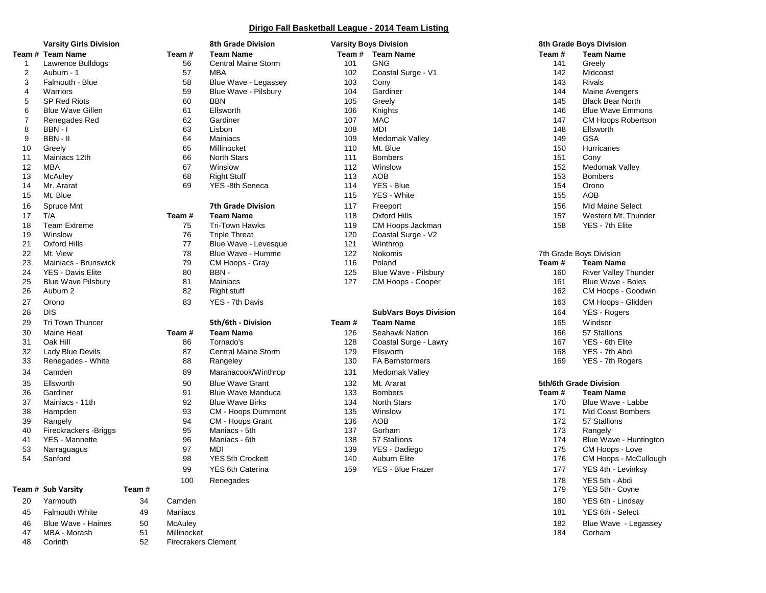## Dirigo Fall Basketball League - 2014 Team Listing

### Varsity Girls Division

| Team # | Team Name |
|---|---|
| 1 | Lawrence Bulldogs |
| 2 | Auburn - 1 |
| 3 | Falmouth - Blue |
| 4 | Warriors |
| 5 | SP Red Riots |
| 6 | Blue Wave Gillen |
| 7 | Renegades Red |
| 8 | BBN - I |
| 9 | BBN - II |
| 10 | Greely |
| 11 | Mainiacs 12th |
| 12 | MBA |
| 13 | McAuley |
| 14 | Mr. Ararat |
| 15 | Mt. Blue |
| 16 | Spruce Mnt |
| 17 | T/A |
| 18 | Team Extreme |
| 19 | Winslow |
| 21 | Oxford Hills |
| 22 | Mt. View |
| 23 | Mainiacs - Brunswick |
| 24 | YES - Davis Elite |
| 25 | Blue Wave Pilsbury |
| 26 | Auburn 2 |
| 27 | Orono |
| 28 | DIS |
| 29 | Tri Town Thuncer |
| 30 | Maine Heat |
| 31 | Oak Hill |
| 32 | Lady Blue Devils |
| 33 | Renegades - White |
| 34 | Camden |
| 35 | Ellsworth |
| 36 | Gardiner |
| 37 | Mainiacs - 11th |
| 38 | Hampden |
| 39 | Rangely |
| 40 | Fireckrackers -Briggs |
| 41 | YES - Mannette |
| 53 | Narraguagus |
| 54 | Sanford |

### Sub Varsity

| Team # | Sub Varsity | Team # | |
|---|---|---|---|
| 20 | Yarmouth | 34 | Camden |
| 45 | Falmouth White | 49 | Maniacs |
| 46 | Blue Wave - Haines | 50 | McAuley |
| 47 | MBA - Morash | 51 | Millinocket |
| 48 | Corinth | 52 | Firecrakers Clement |

### 8th Grade Division

| Team # | Team Name |
|---|---|
| 56 | Central Maine Storm |
| 57 | MBA |
| 58 | Blue Wave - Legassey |
| 59 | Blue Wave - Pilsbury |
| 60 | BBN |
| 61 | Ellsworth |
| 62 | Gardiner |
| 63 | Lisbon |
| 64 | Mainiacs |
| 65 | Millinocket |
| 66 | North Stars |
| 67 | Winslow |
| 68 | Right Stuff |
| 69 | YES -8th Seneca |

### 7th Grade Division

| Team # | Team Name |
|---|---|
| 75 | Tri-Town Hawks |
| 76 | Triple Threat |
| 77 | Blue Wave - Levesque |
| 78 | Blue Wave - Humme |
| 79 | CM Hoops - Gray |
| 80 | BBN - |
| 81 | Mainiacs |
| 82 | Right stuff |
| 83 | YES - 7th Davis |

### 5th/6th - Division

| Team # | Team Name |
|---|---|
| 86 | Tornado's |
| 87 | Central Maine Storm |
| 88 | Rangeley |
| 89 | Maranacook/Winthrop |
| 90 | Blue Wave Grant |
| 91 | Blue Wave Manduca |
| 92 | Blue Wave Birks |
| 93 | CM - Hoops Dummont |
| 94 | CM - Hoops Grant |
| 95 | Maniacs - 5th |
| 96 | Maniacs - 6th |
| 97 | MDI |
| 98 | YES 5th Crockett |
| 99 | YES 6th Caterina |
| 100 | Renegades |

### Varsity Boys Division

| Team # | Team Name |
|---|---|
| 101 | GNG |
| 102 | Coastal Surge - V1 |
| 103 | Cony |
| 104 | Gardiner |
| 105 | Greely |
| 106 | Knights |
| 107 | MAC |
| 108 | MDI |
| 109 | Medomak Valley |
| 110 | Mt. Blue |
| 111 | Bombers |
| 112 | Winslow |
| 113 | AOB |
| 114 | YES - Blue |
| 115 | YES - White |
| 117 | Freeport |
| 118 | Oxford Hills |
| 119 | CM Hoops Jackman |
| 120 | Coastal Surge - V2 |
| 121 | Winthrop |
| 122 | Nokomis |
| 116 | Poland |
| 125 | Blue Wave - Pilsbury |
| 127 | CM Hoops - Cooper |

### SubVars Boys Division

| Team # | Team Name |
|---|---|
| 126 | Seahawk Nation |
| 128 | Coastal Surge - Lawry |
| 129 | Ellsworth |
| 130 | FA Barnstormers |
| 131 | Medomak Valley |
| 132 | Mt. Ararat |
| 133 | Bombers |
| 134 | North Stars |
| 135 | Winslow |
| 136 | AOB |
| 137 | Gorham |
| 138 | 57 Stallions |
| 139 | YES - Dadiego |
| 140 | Auburn Elite |
| 159 | YES - Blue Frazer |

### 8th Grade Boys Division

| Team # | Team Name |
|---|---|
| 141 | Greely |
| 142 | Midcoast |
| 143 | Rivals |
| 144 | Maine Avengers |
| 145 | Black Bear North |
| 146 | Blue Wave Emmons |
| 147 | CM Hoops Robertson |
| 148 | Ellsworth |
| 149 | GSA |
| 150 | Hurricanes |
| 151 | Cony |
| 152 | Medomak Valley |
| 153 | Bombers |
| 154 | Orono |
| 155 | AOB |
| 156 | Mid Maine Select |
| 157 | Western Mt. Thunder |
| 158 | YES - 7th Elite |

### 7th Grade Boys Division

| Team # | Team Name |
|---|---|
| 160 | River Valley Thunder |
| 161 | Blue Wave - Boles |
| 162 | CM Hoops - Goodwin |
| 163 | CM Hoops - Glidden |
| 164 | YES - Rogers |
| 165 | Windsor |
| 166 | 57 Stallions |
| 167 | YES - 6th Elite |
| 168 | YES - 7th Abdi |
| 169 | YES - 7th Rogers |

### 5th/6th Grade Division

| Team # | Team Name |
|---|---|
| 170 | Blue Wave - Labbe |
| 171 | Mid Coast Bombers |
| 172 | 57 Stallions |
| 173 | Rangely |
| 174 | Blue Wave - Huntington |
| 175 | CM Hoops - Love |
| 176 | CM Hoops - McCullough |
| 177 | YES 4th - Levinksy |
| 178 | YES 5th - Abdi |
| 179 | YES 5th - Coyne |
| 180 | YES 6th - Lindsay |
| 181 | YES 6th - Select |
| 182 | Blue Wave - Legassey |
| 184 | Gorham |